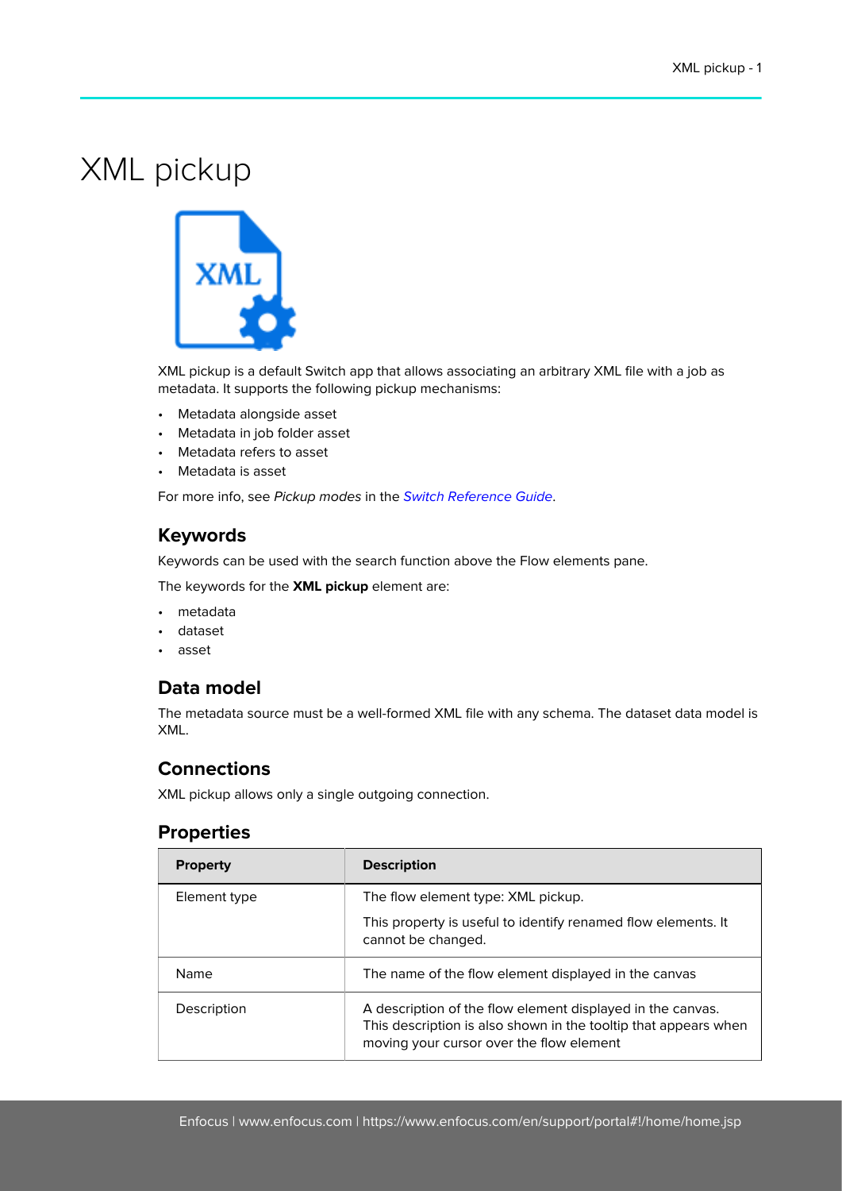# XML pickup

XML pickup is a default Switch app that allows associating an arbitrary XML file with a job as metadata. It supports the following pickup mechanisms:

- Metadata alongside asset
- Metadata in job folder asset
- Metadata refers to asset
- Metadata is asset

For more info, see *Pickup modes* in the *Switch Reference Guide*.

## Keywords

Keywords can be used with the search function above the Flow elements pane.

The keywords for the **XML pickup** element are:

- metadata
- dataset
- asset

## Data model

The metadata source must be a well-formed XML file with any schema. The dataset data model is XML.

## Connections

XML pickup allows only a single outgoing connection.

## Properties

| Property | Description |
| --- | --- |
| Element type | The flow element type: XML pickup.<br><br>This property is useful to identify renamed flow elements. It cannot be changed. |
| Name | The name of the flow element displayed in the canvas |
| Description | A description of the flow element displayed in the canvas. This description is also shown in the tooltip that appears when moving your cursor over the flow element |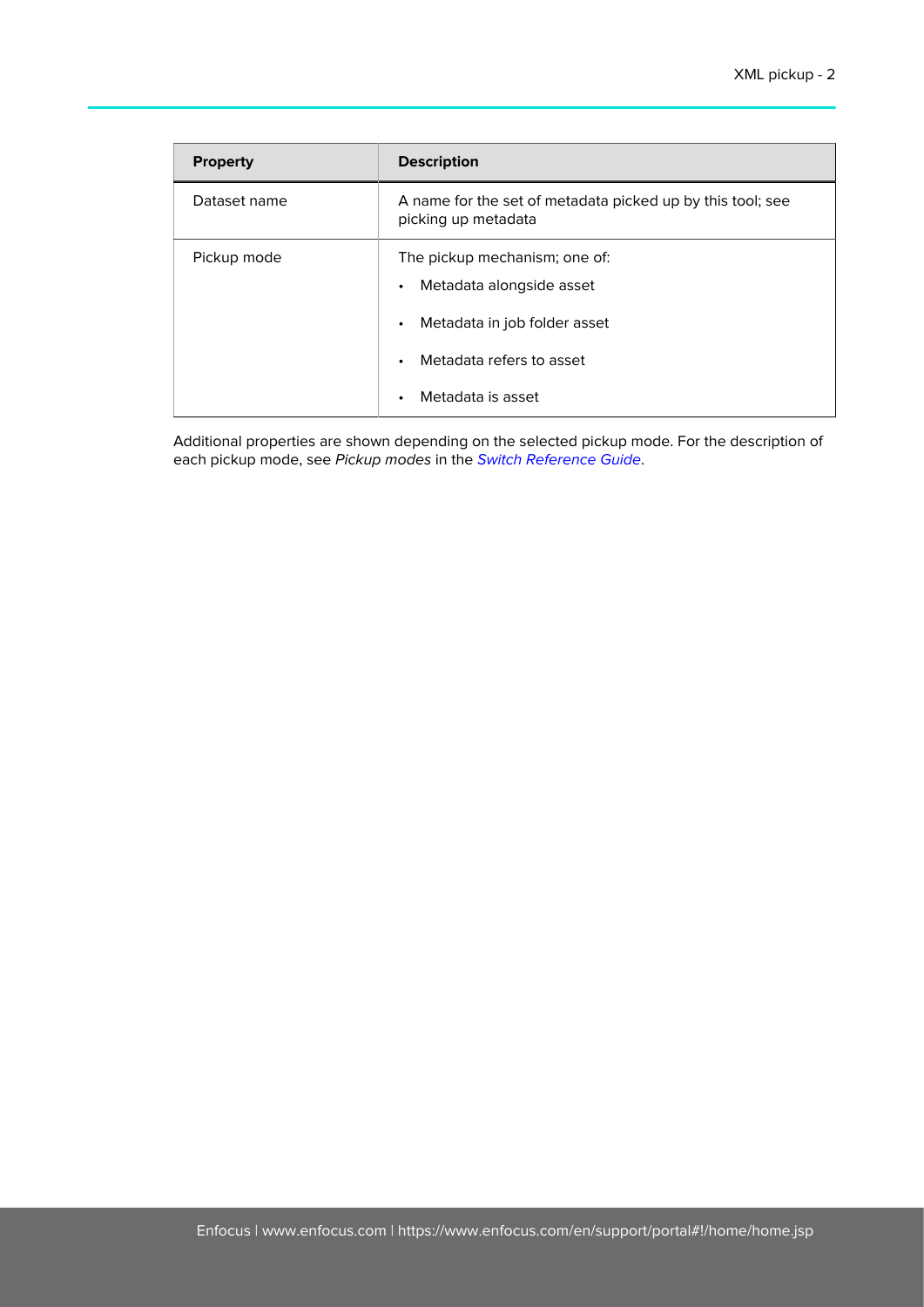| Property | Description |
| --- | --- |
| Dataset name | A name for the set of metadata picked up by this tool; see picking up metadata |
| Pickup mode | The pickup mechanism; one of:<br>• Metadata alongside asset<br>• Metadata in job folder asset<br>• Metadata refers to asset<br>• Metadata is asset |

Additional properties are shown depending on the selected pickup mode. For the description of each pickup mode, see *Pickup modes* in the *Switch Reference Guide*.